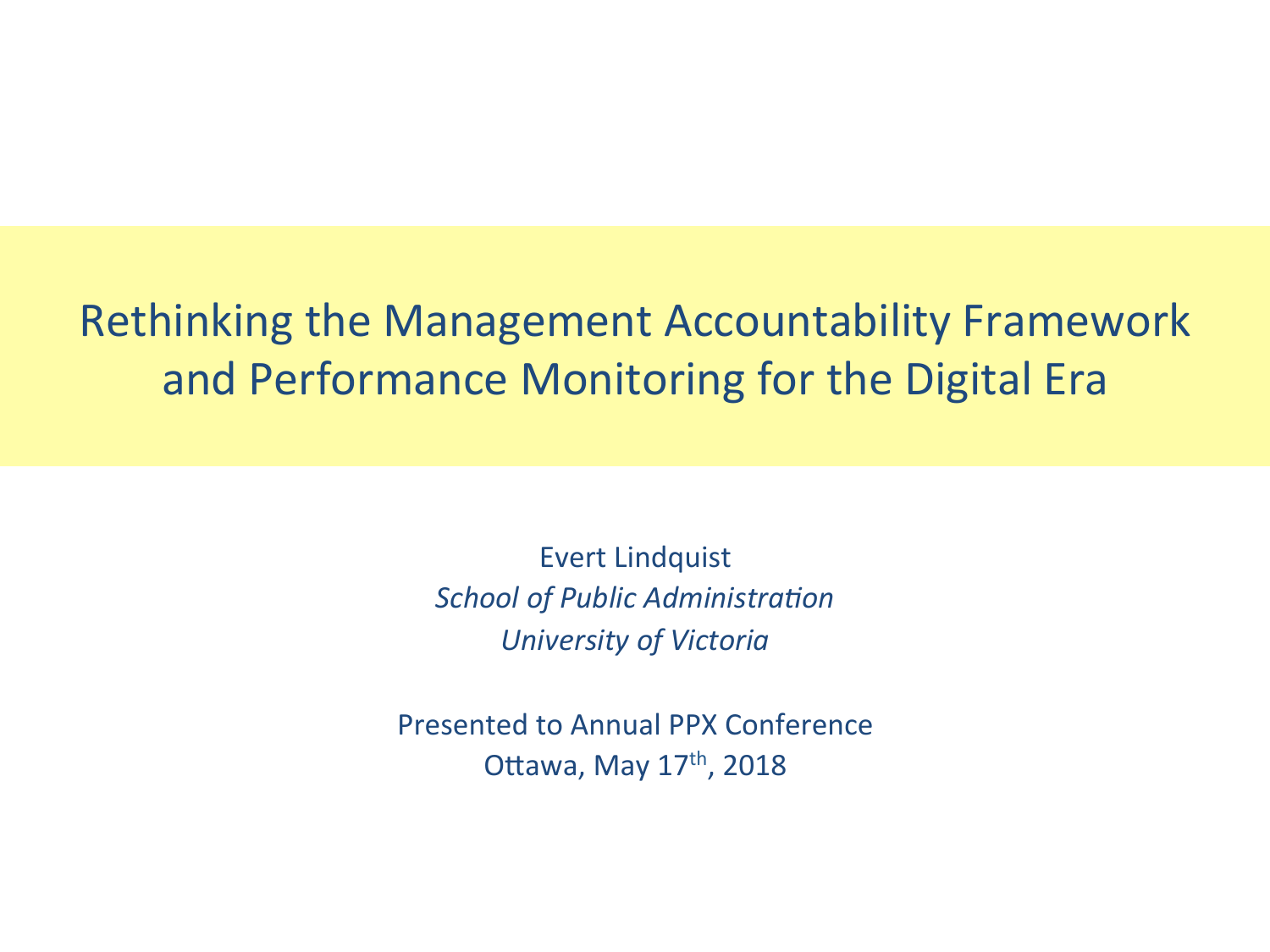# Rethinking the Management Accountability Framework and Performance Monitoring for the Digital Era

Evert Lindquist

*School of Public Administration*

*University of Victoria*

Presented to Annual PPX Conference

Ottawa, May 17th, 2018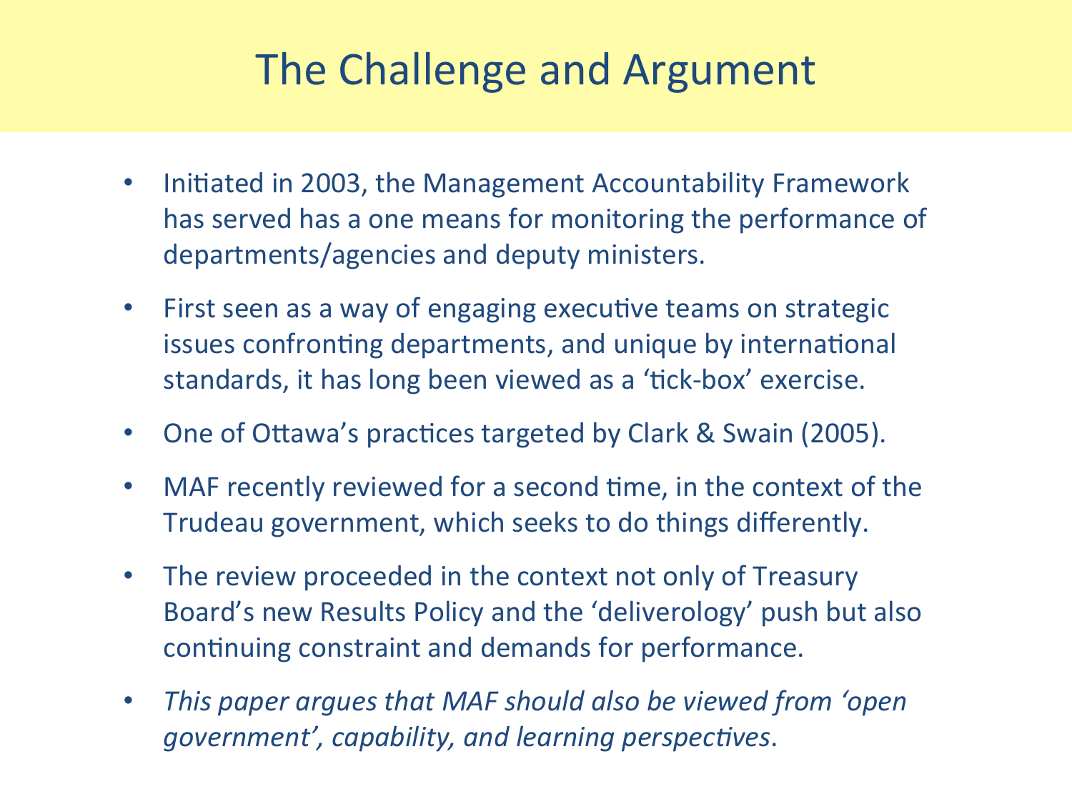# The Challenge and Argument

- Initiated in 2003, the Management Accountability Framework has served has a one means for monitoring the performance of departments/agencies and deputy ministers.
- First seen as a way of engaging executive teams on strategic issues confronting departments, and unique by international standards, it has long been viewed as a 'tick-box' exercise.
- One of Ottawa's practices targeted by Clark & Swain (2005).
- MAF recently reviewed for a second time, in the context of the Trudeau government, which seeks to do things differently.
- The review proceeded in the context not only of Treasury Board's new Results Policy and the 'deliverology' push but also continuing constraint and demands for performance.
- *This paper argues that MAF should also be viewed from 'open government', capability, and learning perspectives*.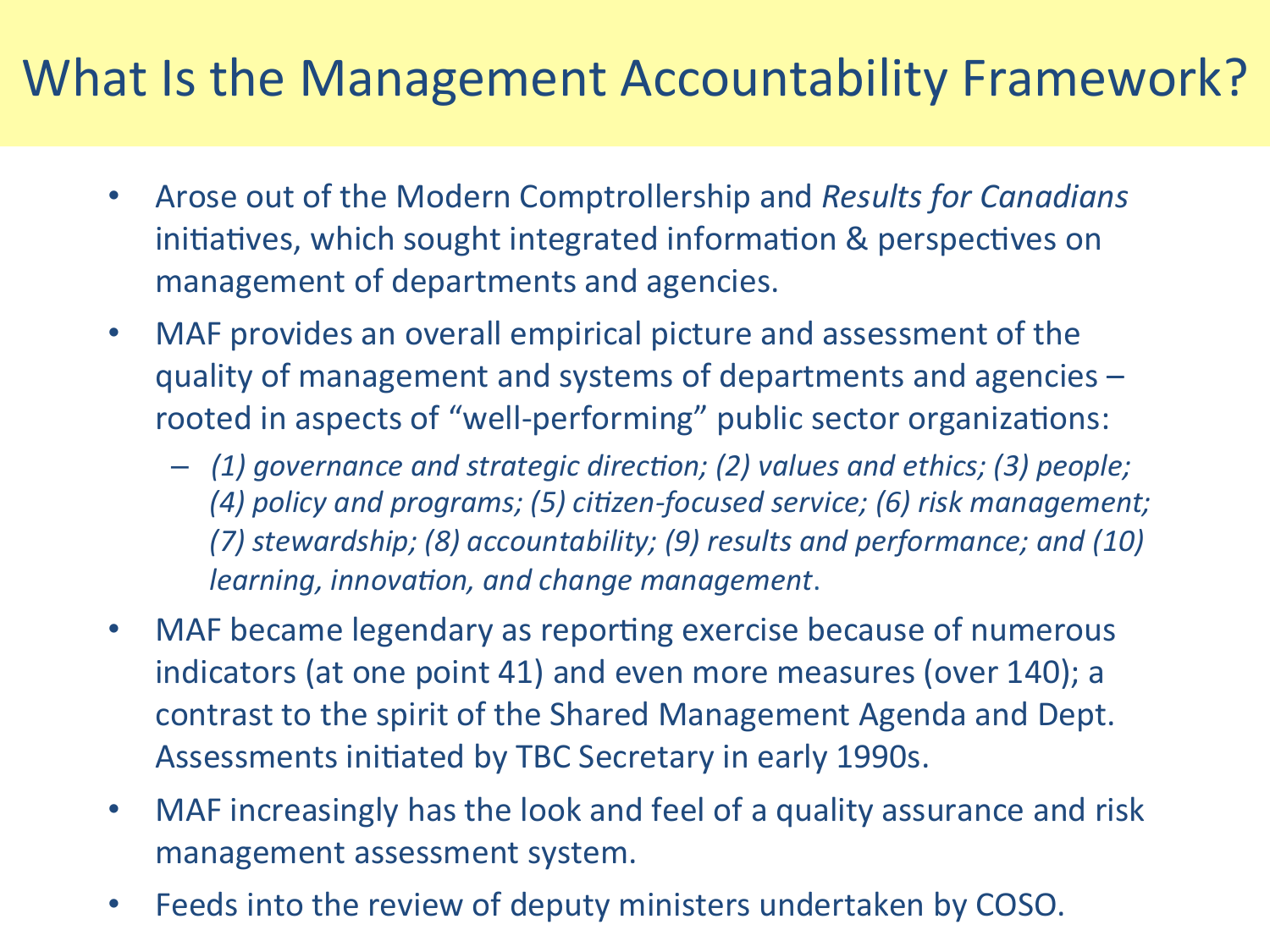# What Is the Management Accountability Framework?

- Arose out of the Modern Comptrollership and *Results for Canadians* initiatives, which sought integrated information & perspectives on management of departments and agencies.
- MAF provides an overall empirical picture and assessment of the quality of management and systems of departments and agencies – rooted in aspects of "well-performing" public sector organizations:
  - *(1) governance and strategic direction; (2) values and ethics; (3) people; (4) policy and programs; (5) citizen-focused service; (6) risk management; (7) stewardship; (8) accountability; (9) results and performance; and (10) learning, innovation, and change management*.
- MAF became legendary as reporting exercise because of numerous indicators (at one point 41) and even more measures (over 140); a contrast to the spirit of the Shared Management Agenda and Dept. Assessments initiated by TBC Secretary in early 1990s.
- MAF increasingly has the look and feel of a quality assurance and risk management assessment system.
- Feeds into the review of deputy ministers undertaken by COSO.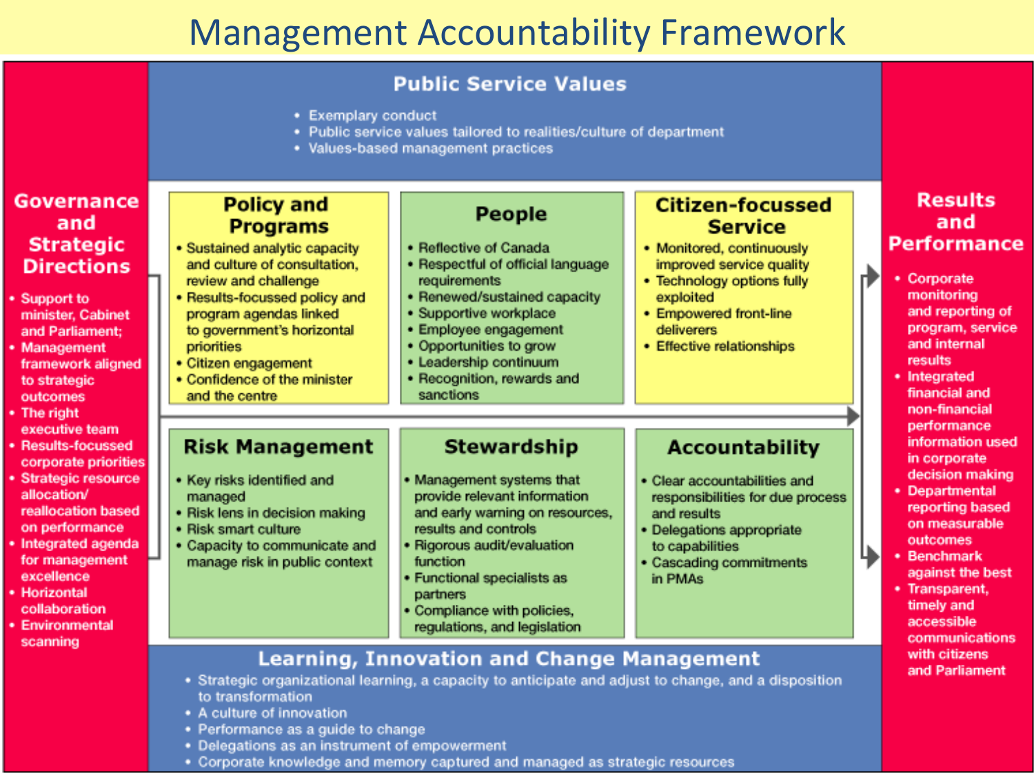# Management Accountability Framework

## Public Service Values

- Exemplary conduct
- Public service values tailored to realities/culture of department
- Values-based management practices

## Governance and Strategic Directions

- Support to minister, Cabinet and Parliament;
- Management framework aligned to strategic outcomes
- The right executive team
- Results-focussed corporate priorities
- Strategic resource allocation/ reallocation based on performance
- Integrated agenda for management excellence
- Horizontal collaboration
- Environmental scanning

## Policy and Programs

- Sustained analytic capacity and culture of consultation, review and challenge
- Results-focussed policy and program agendas linked to government's horizontal priorities
- Citizen engagement
- Confidence of the minister and the centre

## People

- Reflective of Canada
- Respectful of official language requirements
- Renewed/sustained capacity
- Supportive workplace
- Employee engagement
- Opportunities to grow
- Leadership continuum
- Recognition, rewards and sanctions

## Citizen-focussed Service

- Monitored, continuously improved service quality
- Technology options fully exploited
- Empowered front-line deliverers
- Effective relationships

## Risk Management

- Key risks identified and managed
- Risk lens in decision making
- Risk smart culture
- Capacity to communicate and manage risk in public context

## Stewardship

- Management systems that provide relevant information and early warning on resources, results and controls
- Rigorous audit/evaluation function
- Functional specialists as partners
- Compliance with policies, regulations, and legislation

## Accountability

- Clear accountabilities and responsibilities for due process and results
- Delegations appropriate to capabilities
- Cascading commitments in PMAs

## Results and Performance

- Corporate monitoring and reporting of program, service and internal results
- Integrated financial and non-financial performance information used in corporate decision making
- Departmental reporting based on measurable outcomes
- Benchmark against the best
- Transparent, timely and accessible communications with citizens and Parliament

## Learning, Innovation and Change Management

- Strategic organizational learning, a capacity to anticipate and adjust to change, and a disposition to transformation
- A culture of innovation
- Performance as a guide to change
- Delegations as an instrument of empowerment
- Corporate knowledge and memory captured and managed as strategic resources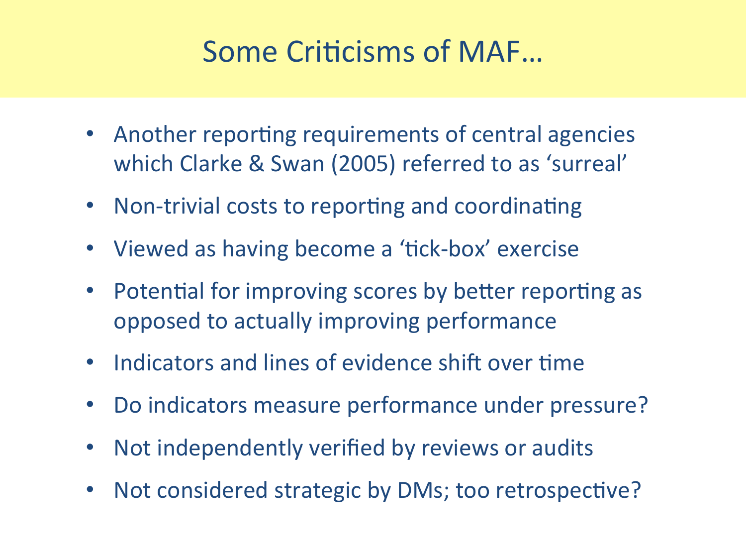# Some Criticisms of MAF…

- Another reporting requirements of central agencies which Clarke & Swan (2005) referred to as 'surreal'
- Non-trivial costs to reporting and coordinating
- Viewed as having become a 'tick-box' exercise
- Potential for improving scores by better reporting as opposed to actually improving performance
- Indicators and lines of evidence shift over time
- Do indicators measure performance under pressure?
- Not independently verified by reviews or audits
- Not considered strategic by DMs; too retrospective?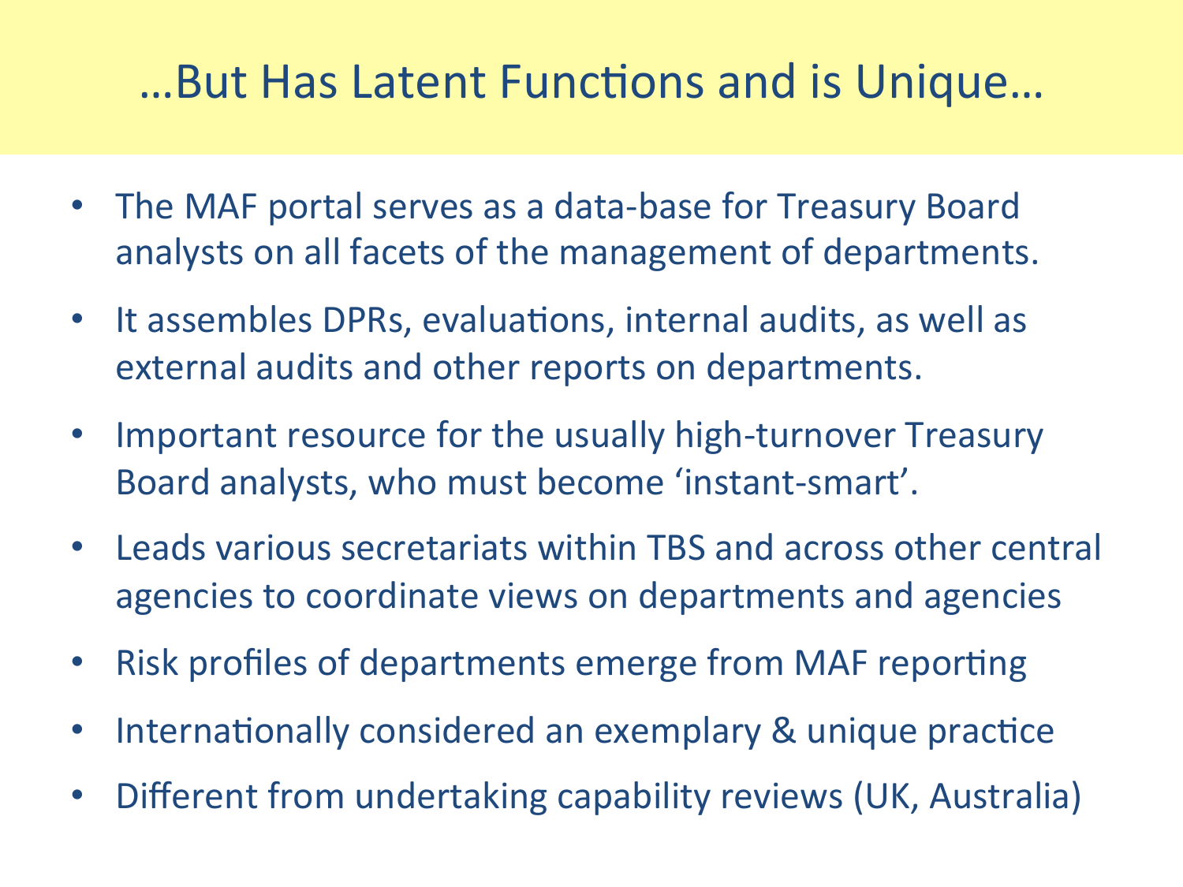# …But Has Latent Functions and is Unique…

- The MAF portal serves as a data-base for Treasury Board analysts on all facets of the management of departments.
- It assembles DPRs, evaluations, internal audits, as well as external audits and other reports on departments.
- Important resource for the usually high-turnover Treasury Board analysts, who must become 'instant-smart'.
- Leads various secretariats within TBS and across other central agencies to coordinate views on departments and agencies
- Risk profiles of departments emerge from MAF reporting
- Internationally considered an exemplary & unique practice
- Different from undertaking capability reviews (UK, Australia)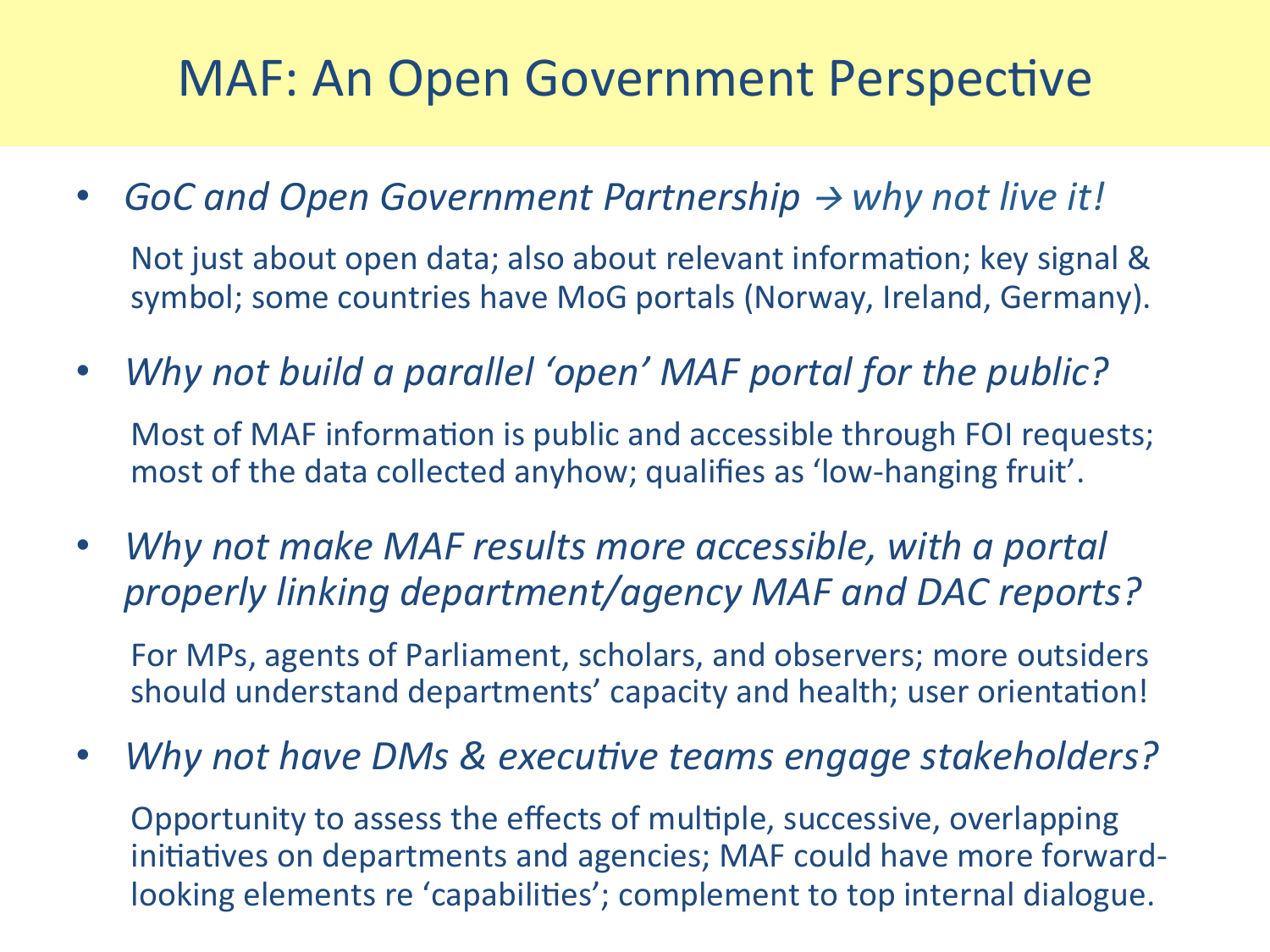# MAF: An Open Government Perspective

- *GoC and Open Government Partnership → why not live it!*

  Not just about open data; also about relevant information; key signal & symbol; some countries have MoG portals (Norway, Ireland, Germany).

- *Why not build a parallel 'open' MAF portal for the public?*

  Most of MAF information is public and accessible through FOI requests; most of the data collected anyhow; qualifies as 'low-hanging fruit'.

- *Why not make MAF results more accessible, with a portal properly linking department/agency MAF and DAC reports?*

  For MPs, agents of Parliament, scholars, and observers; more outsiders should understand departments' capacity and health; user orientation!

- *Why not have DMs & executive teams engage stakeholders?*

  Opportunity to assess the effects of multiple, successive, overlapping initiatives on departments and agencies; MAF could have more forward-looking elements re 'capabilities'; complement to top internal dialogue.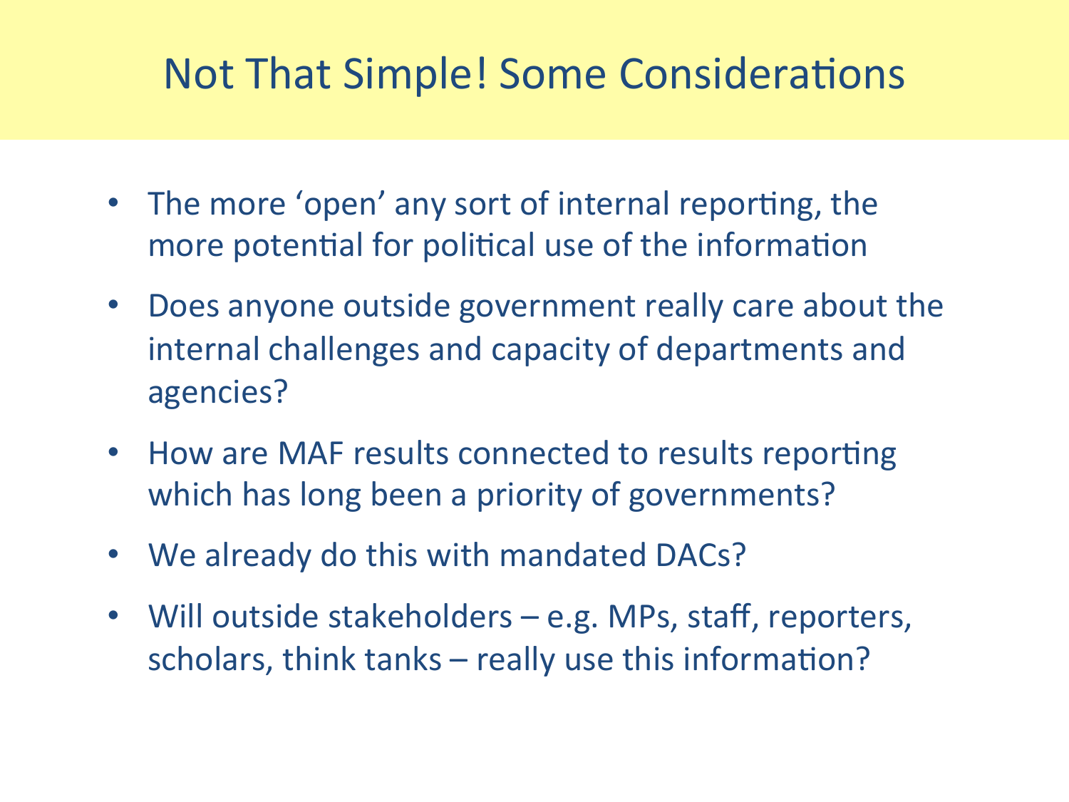# Not That Simple! Some Considerations

- The more ‘open’ any sort of internal reporting, the more potential for political use of the information
- Does anyone outside government really care about the internal challenges and capacity of departments and agencies?
- How are MAF results connected to results reporting which has long been a priority of governments?
- We already do this with mandated DACs?
- Will outside stakeholders – e.g. MPs, staff, reporters, scholars, think tanks – really use this information?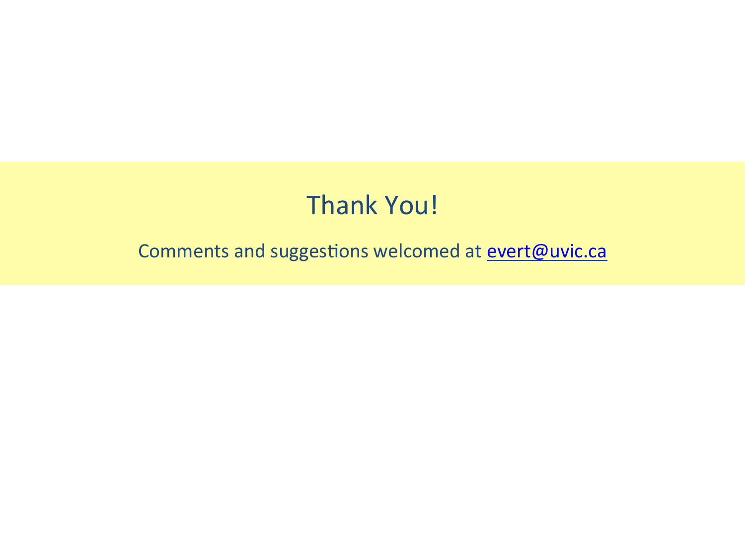# Thank You!

Comments and suggestions welcomed at evert@uvic.ca